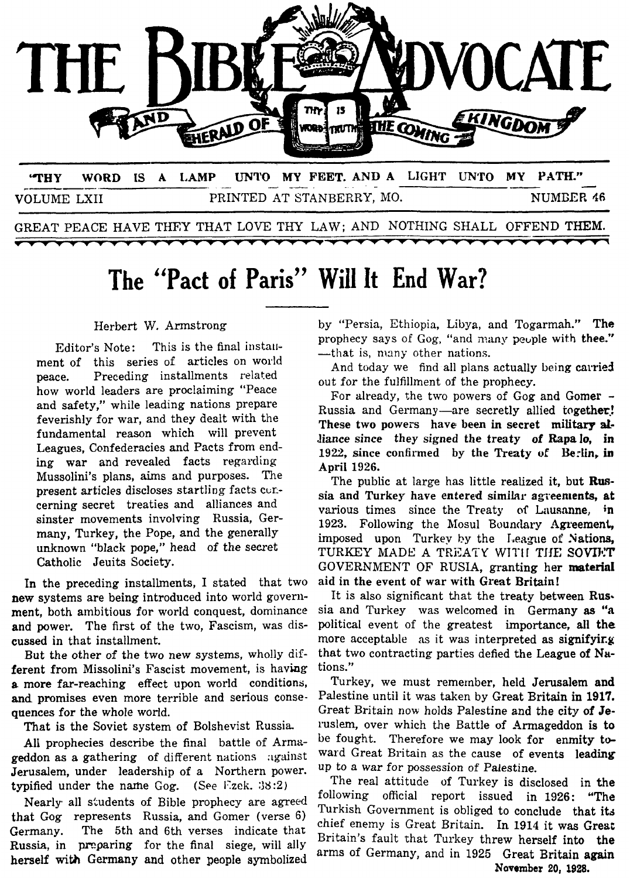# THE BIBLE ADVOCATE

AND HERALD OF THE COMING KINGDOM

"THY WORD IS A LAMP UNTO MY FEET. AND A LIGHT UNTO MY PATH."

VOLUME LXII — PRINTED AT STANBERRY, MO. — NUMBER 46

GREAT PEACE HAVE THEY THAT LOVE THY LAW; AND NOTHING SHALL OFFEND THEM.

## The "Pact of Paris" Will It End War?

Herbert W. Armstrong

Editor's Note: This is the final installment of this series of articles on world peace. Preceding installments related how world leaders are proclaiming "Peace and safety," while leading nations prepare feverishly for war, and they dealt with the fundamental reason which will prevent Leagues, Confederacies and Pacts from ending war and revealed facts regarding Mussolini's plans, aims and purposes. The present articles discloses startling facts concerning secret treaties and alliances and sinster movements involving Russia, Germany, Turkey, the Pope, and the generally unknown "black pope," head of the secret Catholic Jeuits Society.

In the preceding installments, I stated that two new systems are being introduced into world government, both ambitious for world conquest, dominance and power. The first of the two, Fascism, was discussed in that installment.

But the other of the two new systems, wholly different from Missolini's Fascist movement, is having a more far-reaching effect upon world conditions, and promises even more terrible and serious consequences for the whole world.

That is the Soviet system of Bolshevist Russia.

All prophecies describe the final battle of Armageddon as a gathering of different nations against Jerusalem, under leadership of a Northern power. typified under the name Gog. (See Ezek. 38:2)

Nearly all students of Bible prophecy are agreed that Gog represents Russia, and Gomer (verse 6) Germany. The 5th and 6th verses indicate that Russia, in preparing for the final siege, will ally herself with Germany and other people symbolized by "Persia, Ethiopia, Libya, and Togarmah." The prophecy says of Gog, "and many people with thee." —that is, many other nations.

And today we find all plans actually being carried out for the fulfillment of the prophecy.

For already, the two powers of Gog and Gomer – Russia and Germany—are secretly allied together! **These two powers have been in secret military alliance since they signed the treaty of Rapalo, in 1922, since confirmed by the Treaty of Berlin, in April 1926.**

The public at large has little realized it, but **Russia and Turkey have entered similar agreements, at** various times since the Treaty of Lausanne, in 1923. Following the Mosul Boundary Agreement, imposed upon Turkey by the **League of Nations,** TURKEY MADE A TREATY WITH THE SOVIET GOVERNMENT OF RUSIA, granting her **material aid in the event of war with Great Britain!**

It is also significant that the treaty between Russia and Turkey was welcomed in Germany as "a political event of the greatest importance, all the more acceptable as it was interpreted as signifying that two contracting parties defied the League of Nations."

Turkey, we must remember, held **Jerusalem and** Palestine until it was taken by Great Britain in 1917. Great Britain now holds Palestine and the city of Jerusiem, over which the Battle of Armageddon is to be fought. Therefore we may look for enmity toward Great Britain as the cause of events leading up to a war for possession of Palestine.

The real attitude of Turkey is disclosed in the following official report issued in 1926: "The Turkish Government is obliged to conclude that its chief enemy is Great Britain. In 1914 it was Great Britain's fault that Turkey threw herself into the arms of Germany, and in 1925 Great Britain again

November 20, 1928.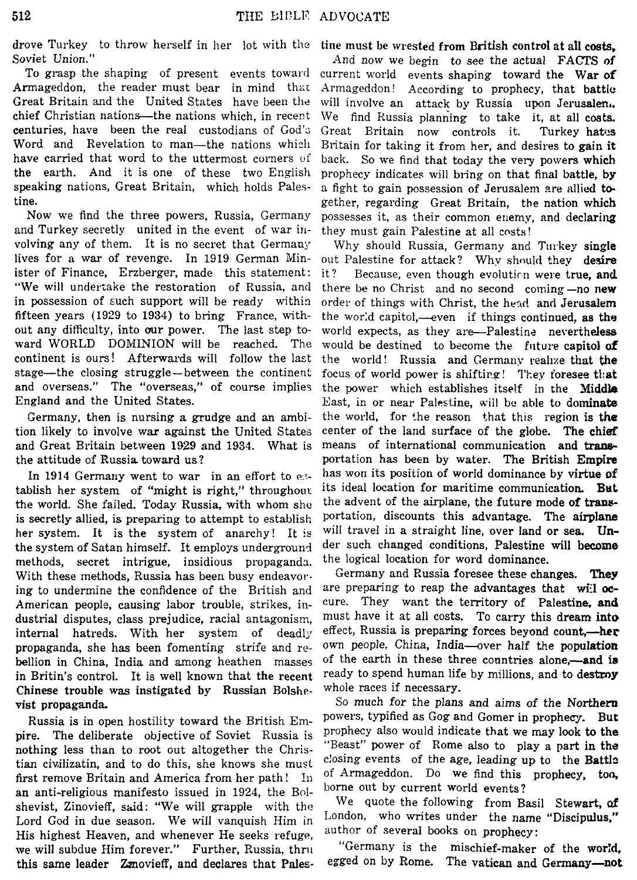drove Turkey to throw herself in her lot with the Soviet Union."

To grasp the shaping of present events toward Armageddon, the reader must bear in mind that Great Britain and the United States have been the chief Christian nations—the nations which, in recent centuries, have been the real custodians of God's Word and Revelation to man—the nations which have carried that word to the uttermost corners of the earth. And it is one of these two English speaking nations, Great Britain, which holds Palestine.

Now we find the three powers, Russia, Germany and Turkey secretly united in the event of war involving any of them. It is no secret that Germany lives for a war of revenge. In 1919 German Minister of Finance, Erzberger, made this statement: "We will undertake the restoration of Russia, and in possession of such support will be ready within fifteen years (1929 to 1934) to bring France, without any difficulty, into our power. The last step toward WORLD DOMINION will be reached. The continent is ours! Afterwards will follow the last stage—the closing struggle—between the continent and overseas." The "overseas," of course implies England and the United States.

Germany, then is nursing a grudge and an ambition likely to involve war against the United States and Great Britain between 1929 and 1934. What is the attitude of Russia toward us?

In 1914 Germany went to war in an effort to establish her system of "might is right," throughout the world. She failed. Today Russia, with whom she is secretly allied, is preparing to attempt to establish her system. It is the system of anarchy! It is the system of Satan himself. It employs underground methods, secret intrigue, insidious propaganda. With these methods, Russia has been busy endeavoring to undermine the confidence of the British and American people, causing labor trouble, strikes, industrial disputes, class prejudice, racial antagonism, internal hatreds. With her system of deadly propaganda, she has been fomenting strife and rebellion in China, India and among heathen masses in Britin's control. It is well known that **the recent Chinese trouble was instigated by Russian Bolshevist propaganda.**

Russia is in open hostility toward the British Empire. The deliberate objective of Soviet Russia is nothing less than to root out altogether the Christian civilizatin, and to do this, she knows she must first remove Britain and America from her path! In an anti-religious manifesto issued in 1924, the Bolshevist, Zinovieff, said: "We will grapple with the Lord God in due season. We will vanquish Him in His highest Heaven, and whenever He seeks refuge, we will subdue Him forever." Further, Russia, thru this same leader Zinovieff, and declares that **Palestine must be wrested from British control at all costs.**

And now we begin to see the actual FACTS of current world events shaping toward the **War of** Armageddon! According to prophecy, that battle will involve an attack by Russia upon Jerusalem. We find Russia planning to take it, at all costs. Great Britain now controls it. Turkey hates Britain for taking it from her, and desires to gain it back. So we find that today the very powers which prophecy indicates will bring on that final battle, by a fight to gain possession of Jerusalem are allied together, regarding Great Britain, the nation which possesses it, as their common enemy, and declaring they must gain Palestine at all costs!

Why should Russia, Germany and Turkey single out Palestine for attack? Why should they desire it? Because, even though evolution were true, and there be no Christ and no second coming—no new order of things with Christ, the head and Jerusalem the world capitol,—even if things continued, as the world expects, as they are—Palestine nevertheless would be destined to become the future capitol of the world! Russia and Germany realize that the focus of world power is shifting! They foresee that the power which establishes itself in the Middle East, in or near Palestine, will be able to dominate the world, for the reason that this region is the center of the land surface of the globe. The chief means of international communication and transportation has been by water. The British Empire has won its position of world dominance by virtue of its ideal location for maritime communication. But the advent of the airplane, the future mode of transportation, discounts this advantage. The airplane will travel in a straight line, over land or sea. Under such changed conditions, Palestine will become the logical location for word dominance.

Germany and Russia foresee these changes. They are preparing to reap the advantages that will occure. They want the territory of Palestine, and must have it at all costs. To carry this dream into effect, Russia is preparing forces beyond count,—her own people, China, India—over half the population of the earth in these three countries alone,—and is ready to spend human life by millions, and to destroy whole races if necessary.

So much for the plans and aims of the Northern powers, typified as Gog and Gomer in prophecy. But prophecy also would indicate that we may look to the "Beast" power of Rome also to play a part in the closing events of the age, leading up to the Battle of Armageddon. Do we find this prophecy, too, borne out by current world events?

We quote the following from Basil Stewart, of London, who writes under the name "Discipulus," author of several books on prophecy:

"Germany is the mischief-maker of the world, egged on by Rome. The vatican and Germany—not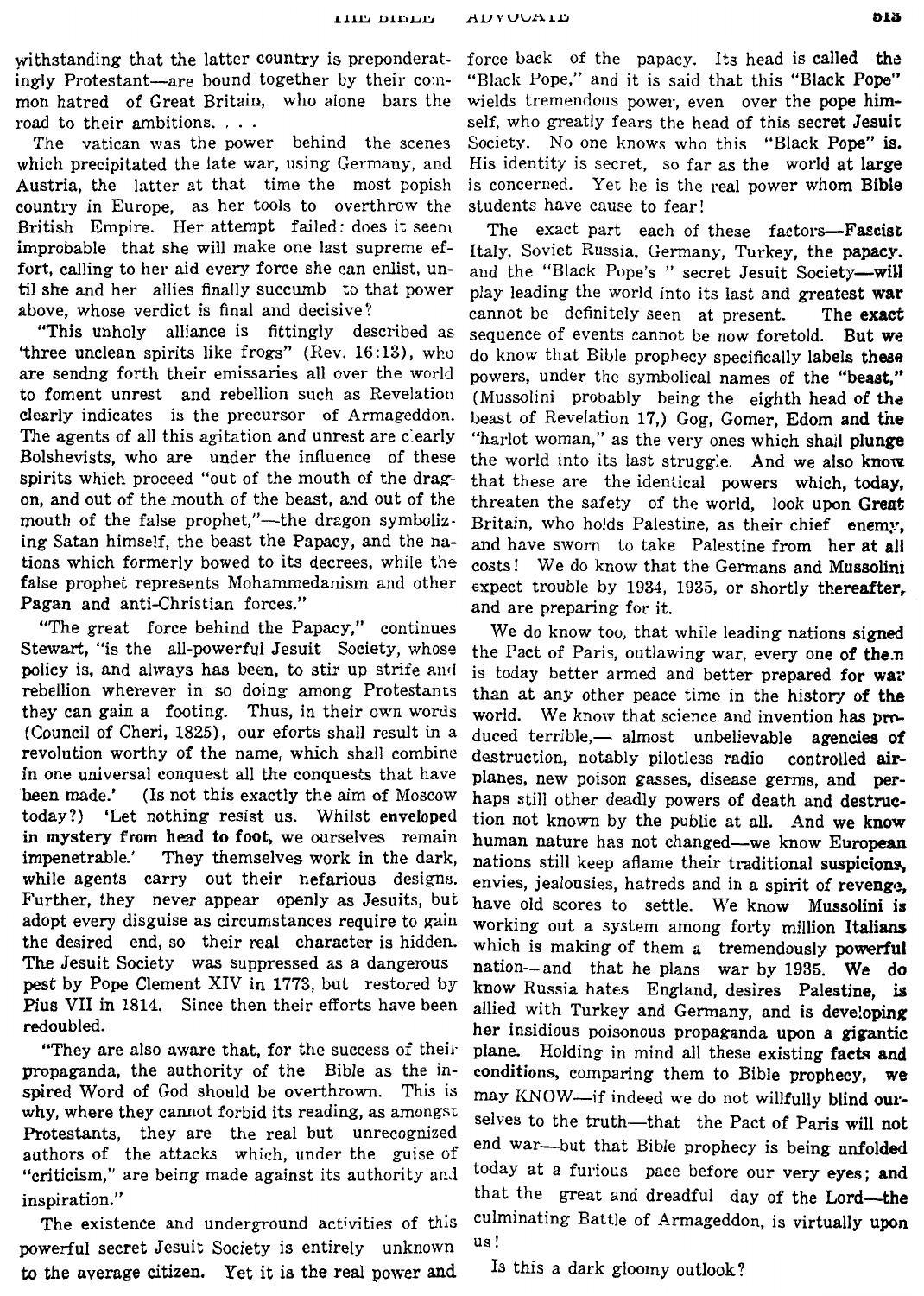withstanding that the latter country is preponderatingly Protestant—are bound together by their common hatred of Great Britain, who alone bars the road to their ambitions. . . .

The vatican was the power behind the scenes which precipitated the late war, using Germany, and Austria, the latter at that time the most popish country in Europe, as her tools to overthrow the British Empire. Her attempt failed: does it seem improbable that she will make one last supreme effort, calling to her aid every force she can enlist, until she and her allies finally succumb to that power above, whose verdict is final and decisive?

"This unholy alliance is fittingly described as 'three unclean spirits like frogs" (Rev. 16:13), who are sendng forth their emissaries all over the world to foment unrest and rebellion such as Revelation clearly indicates is the precursor of Armageddon. The agents of all this agitation and unrest are clearly Bolshevists, who are under the influence of these spirits which proceed "out of the mouth of the dragon, and out of the mouth of the beast, and out of the mouth of the false prophet,"—the dragon symbolizing Satan himself, the beast the Papacy, and the nations which formerly bowed to its decrees, while the false prophet represents Mohammedanism and other Pagan and anti-Christian forces."

"The great force behind the Papacy," continues Stewart, "is the all-powerful Jesuit Society, whose policy is, and always has been, to stir up strife and rebellion wherever in so doing among Protestants they can gain a footing. Thus, in their own words (Council of Cheri, 1825), our eforts shall result in a revolution worthy of the name, which shall combine in one universal conquest all the conquests that have been made.' (Is not this exactly the aim of Moscow today?) 'Let nothing resist us. Whilst **enveloped in mystery from head to foot,** we ourselves remain impenetrable.' They themselves work in the dark, while agents carry out their nefarious designs. Further, they never appear openly as Jesuits, but adopt every disguise as circumstances require to gain the desired end, so their real character is hidden. The Jesuit Society was suppressed as a dangerous pest by Pope Clement XIV in 1773, but restored by Pius VII in 1814. Since then their efforts have been redoubled.

"They are also aware that, for the success of their propaganda, the authority of the Bible as the inspired Word of God should be overthrown. This is why, where they cannot forbid its reading, as amongst Protestants, they are the real but unrecognized authors of the attacks which, under the guise of "criticism," are being made against its authority and inspiration."

The existence and underground activities of this powerful secret Jesuit Society is entirely unknown to the average citizen. Yet it is the real power and force back of the papacy. Its head is called the "Black Pope," and it is said that this "Black Pope" wields tremendous power, even over the pope himself, who greatly fears the head of this secret Jesuit Society. No one knows who this "Black Pope" is. His identity is secret, so far as the world at large is concerned. Yet he is the real power whom Bible students have cause to fear!

The exact part each of these factors—Fascist Italy, Soviet Russia, Germany, Turkey, the papacy, and the "Black Pope's" secret Jesuit Society—will play leading the world into its last and greatest war cannot be definitely seen at present. The exact sequence of events cannot be now foretold. But we do know that Bible prophecy specifically labels these powers, under the symbolical names of the "beast," (Mussolini probably being the eighth head of the beast of Revelation 17,) Gog, Gomer, Edom and the "harlot woman," as the very ones which shall plunge the world into its last struggle. And we also know that these are the identical powers which, today, threaten the safety of the world, look upon Great Britain, who holds Palestine, as their chief enemy, and have sworn to take Palestine from her at all costs! We do know that the Germans and Mussolini expect trouble by 1934, 1935, or shortly thereafter, and are preparing for it.

We do know too, that while leading nations signed the Pact of Paris, outlawing war, every one of them is today better armed and better prepared for war than at any other peace time in the history of the world. We know that science and invention has produced terrible,— almost unbelievable agencies of destruction, notably pilotless radio controlled airplanes, new poison gasses, disease germs, and perhaps still other deadly powers of death and destruction not known by the public at all. And we know human nature has not changed—we know European nations still keep aflame their traditional suspicions, envies, jealousies, hatreds and in a spirit of revenge, have old scores to settle. We know Mussolini is working out a system among forty million Italians which is making of them a tremendously powerful nation—and that he plans war by 1935. We do know Russia hates England, desires Palestine, is allied with Turkey and Germany, and is developing her insidious poisonous propaganda upon a gigantic plane. Holding in mind all these existing facts and conditions, comparing them to Bible prophecy, we may KNOW—if indeed we do not willfully blind ourselves to the truth—that the Pact of Paris will not end war—but that Bible prophecy is being unfolded today at a furious pace before our very eyes; and that the great and dreadful day of the Lord—the culminating Battle of Armageddon, is virtually upon us!

Is this a dark gloomy outlook?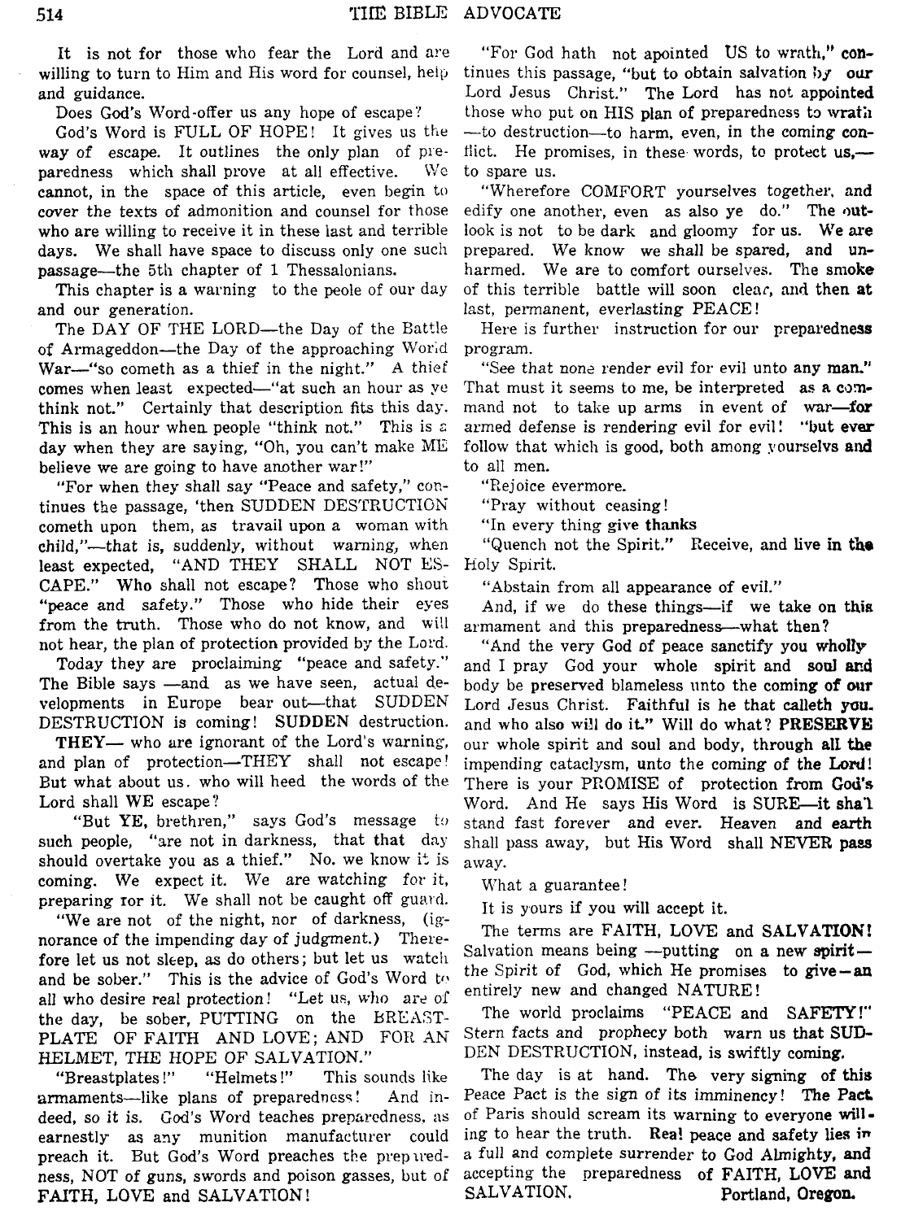It is not for those who fear the Lord and are willing to turn to Him and His word for counsel, help and guidance.

Does God's Word offer us any hope of escape?

God's Word is FULL OF HOPE! It gives us the way of escape. It outlines the only plan of preparedness which shall prove at all effective. We cannot, in the space of this article, even begin to cover the texts of admonition and counsel for those who are willing to receive it in these last and terrible days. We shall have space to discuss only one such passage—the 5th chapter of 1 Thessalonians.

This chapter is a warning to the peole of our day and our generation.

The DAY OF THE LORD—the Day of the Battle of Armageddon—the Day of the approaching World War—"so cometh as a thief in the night." A thief comes when least expected—"at such an hour as ye think not." Certainly that description fits this day. This is an hour when people "think not." This is a day when they are saying, "Oh, you can't make ME believe we are going to have another war!"

"For when they shall say "Peace and safety," continues the passage, 'then SUDDEN DESTRUCTION cometh upon them, as travail upon a woman with child,"—that is, suddenly, without warning, when least expected, "AND THEY SHALL NOT ESCAPE." Who shall not escape? Those who shout "peace and safety." Those who hide their eyes from the truth. Those who do not know, and will not hear, the plan of protection provided by the Lord.

Today they are proclaiming "peace and safety." The Bible says —and as we have seen, actual developments in Europe bear out—that SUDDEN DESTRUCTION is coming! **SUDDEN** destruction.

**THEY**— who are ignorant of the Lord's warning, and plan of protection—THEY shall not escape! But what about us. who will heed the words of the Lord shall WE escape?

"But **YE**, brethren," says God's message to such people, "are not in darkness, that that day should overtake you as a thief." No. we know it is coming. We expect it. We are watching for it, preparing ror it. We shall not be caught off guard.

"We are not of the night, nor of darkness, (ignorance of the impending day of judgment.) Therefore let us not sleep, as do others; but let us watch and be sober." This is the advice of God's Word to all who desire real protection! "Let us, who are of the day, be sober, PUTTING on the BREASTPLATE OF FAITH AND LOVE; AND FOR AN HELMET, THE HOPE OF SALVATION."

"Breastplates!" "Helmets!" This sounds like armaments—like plans of preparedness! And indeed, so it is. God's Word teaches preparedness, as earnestly as any munition manufacturer could preach it. But God's Word preaches the preparedness, NOT of guns, swords and poison gasses, but of FAITH, LOVE and SALVATION!

"For God hath not apointed US to wrath," continues this passage, "but to obtain salvation by our Lord Jesus Christ." The Lord has not appointed those who put on HIS plan of preparedness to wrath—to destruction—to harm, even, in the coming conflict. He promises, in these words, to protect us,—to spare us.

"Wherefore COMFORT yourselves together, and edify one another, even as also ye do." The outlook is not to be dark and gloomy for us. We are prepared. We know we shall be spared, and unharmed. We are to comfort ourselves. The smoke of this terrible battle will soon clear, and then at last, permanent, everlasting PEACE!

Here is further instruction for our preparedness program.

"See that none render evil for evil unto any man." That must it seems to me, be interpreted as a command not to take up arms in event of war—for armed defense is rendering evil for evil! "but ever follow that which is good, both among yourselvs and to all men.

"Rejoice evermore.

"Pray without ceasing!

"In every thing give thanks

"Quench not the Spirit." Receive, and live in the Holy Spirit.

"Abstain from all appearance of evil."

And, if we do these things—if we take on this armament and this preparedness—what then?

"And the very God of peace sanctify you wholly and I pray God your whole spirit and soul and body be preserved blameless unto the coming of our Lord Jesus Christ. Faithful is he that calleth you. and who also will do it." Will do what? **PRESERVE** our whole spirit and soul and body, through all the impending cataclysm, unto the coming of the Lord! There is your PROMISE of protection from God's Word. And He says His Word is SURE—it shall stand fast forever and ever. Heaven and earth shall pass away, but His Word shall NEVER pass away.

What a guarantee!

It is yours if you will accept it.

The terms are FAITH, LOVE and **SALVATION!** Salvation means being —putting on a new spirit—the Spirit of God, which He promises to give—an entirely new and changed NATURE!

The world proclaims "PEACE and SAFETY!" Stern facts and prophecy both warn us that SUDDEN DESTRUCTION, instead, is swiftly coming.

The day is at hand. The very signing of this Peace Pact is the sign of its imminency! The Pact of Paris should scream its warning to everyone willing to hear the truth. Real peace and safety lies in a full and complete surrender to God Almighty, and accepting the preparedness of FAITH, LOVE and SALVATION.

Portland, Oregon.